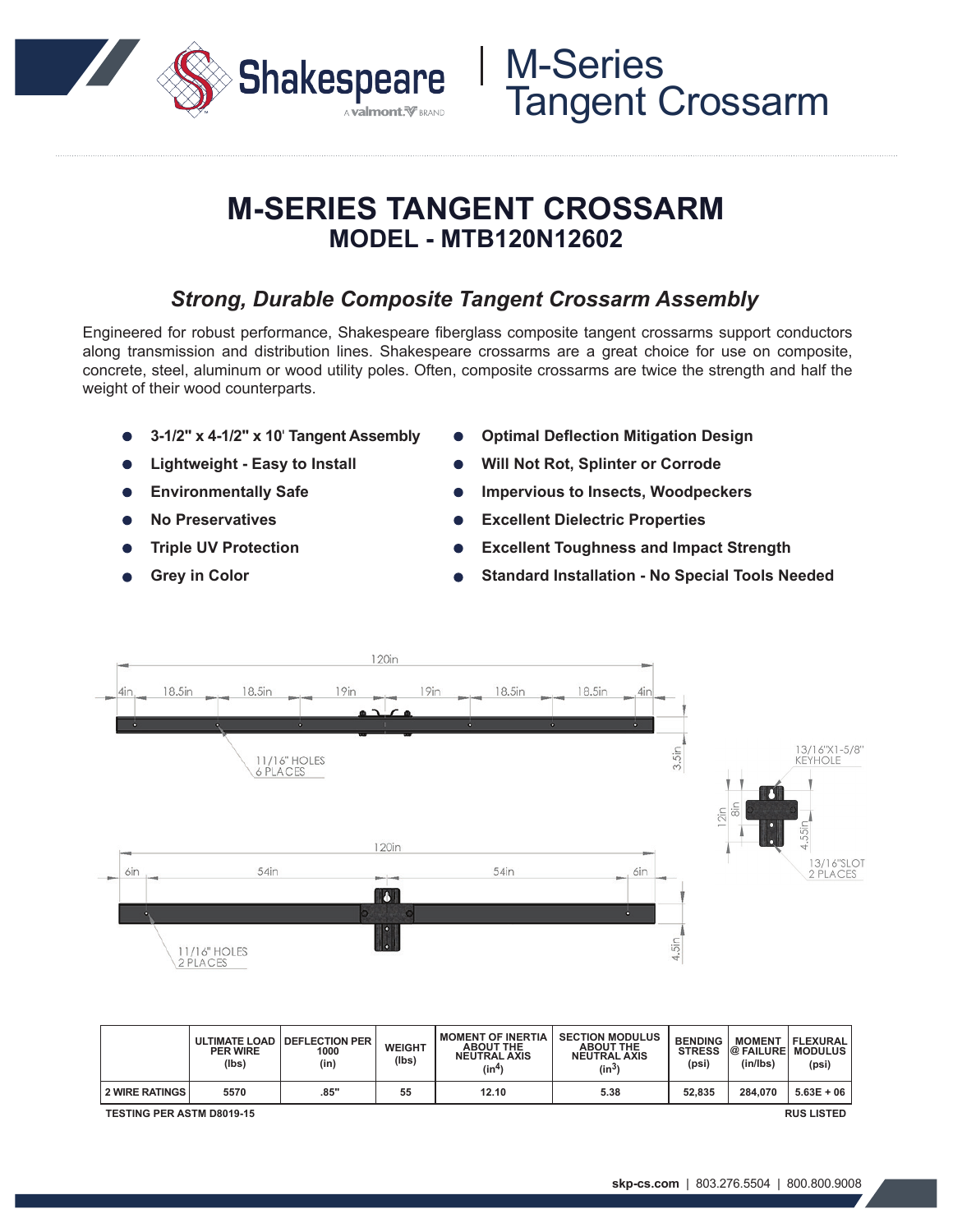# M-SERIES TANGENT CROSSARM

## MODEL - MTB120N12602

### *Strong, Durable Composite Tangent Crossarm Assembly*

Engineered for robust performance, Shakespeare fiberglass composite tangent crossarms support conductors along transmission and distribution lines. Shakespeare crossarms are a great choice for use on composite, concrete, steel, aluminum or wood utility poles. Often, composite crossarms are twice the strength and half the weight of their wood counterparts.

- **3-1/2" x 4-1/2" x 10' Tangent Assembly**
- **Lightweight - Easy to Install**
- **Environmentally Safe**
- **No Preservatives**
- **Triple UV Protection**
- **Grey in Color**
- **Optimal Deflection Mitigation Design**
- **Will Not Rot, Splinter or Corrode**
- **Impervious to Insects, Woodpeckers**
- **Excellent Dielectric Properties**
- **Excellent Toughness and Impact Strength**
- **Standard Installation - No Special Tools Needed**

120in
4in | 18.5in | 18.5in | 19in | 19in | 18.5in | 18.5in | 4in
11/16" HOLES 6 PLACES
3.5in

120in
6in | 54in | 54in | 6in
11/16" HOLES 2 PLACES
4.5in

13/16"X1-5/8" KEYHOLE
12in
8in
4.55in
13/16"SLOT 2 PLACES

| | ULTIMATE LOAD PER WIRE (lbs) | DEFLECTION PER 1000 (in) | WEIGHT (lbs) | MOMENT OF INERTIA ABOUT THE NEUTRAL AXIS ($in^4$) | SECTION MODULUS ABOUT THE NEUTRAL AXIS ($in^3$) | BENDING STRESS (psi) | MOMENT @ FAILURE (in/lbs) | FLEXURAL MODULUS (psi) |
|---|---|---|---|---|---|---|---|---|
| 2 WIRE RATINGS | 5570 | .85" | 55 | 12.10 | 5.38 | 52,835 | 284,070 | 5.63E + 06 |

TESTING PER ASTM D8019-15

RUS LISTED

skp-cs.com | 803.276.5504 | 800.800.9008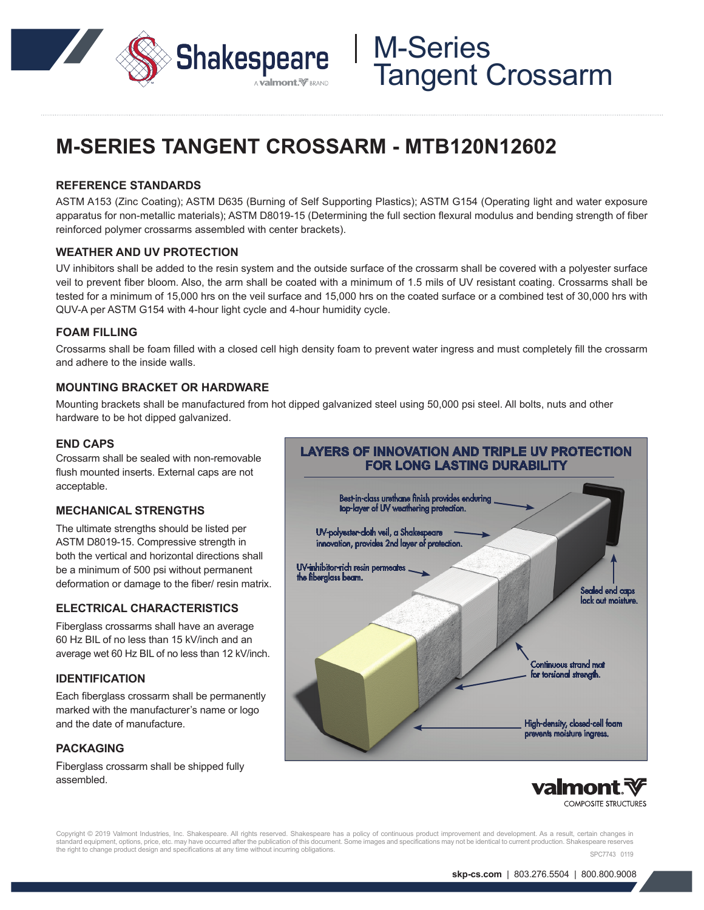# M-Series Tangent Crossarm

## M-SERIES TANGENT CROSSARM - MTB120N12602

### REFERENCE STANDARDS

ASTM A153 (Zinc Coating); ASTM D635 (Burning of Self Supporting Plastics); ASTM G154 (Operating light and water exposure apparatus for non-metallic materials); ASTM D8019-15 (Determining the full section flexural modulus and bending strength of fiber reinforced polymer crossarms assembled with center brackets).

### WEATHER AND UV PROTECTION

UV inhibitors shall be added to the resin system and the outside surface of the crossarm shall be covered with a polyester surface veil to prevent fiber bloom. Also, the arm shall be coated with a minimum of 1.5 mils of UV resistant coating. Crossarms shall be tested for a minimum of 15,000 hrs on the veil surface and 15,000 hrs on the coated surface or a combined test of 30,000 hrs with QUV-A per ASTM G154 with 4-hour light cycle and 4-hour humidity cycle.

### FOAM FILLING

Crossarms shall be foam filled with a closed cell high density foam to prevent water ingress and must completely fill the crossarm and adhere to the inside walls.

### MOUNTING BRACKET OR HARDWARE

Mounting brackets shall be manufactured from hot dipped galvanized steel using 50,000 psi steel. All bolts, nuts and other hardware to be hot dipped galvanized.

### END CAPS

Crossarm shall be sealed with non-removable flush mounted inserts. External caps are not acceptable.

### MECHANICAL STRENGTHS

The ultimate strengths should be listed per ASTM D8019-15. Compressive strength in both the vertical and horizontal directions shall be a minimum of 500 psi without permanent deformation or damage to the fiber/ resin matrix.

### ELECTRICAL CHARACTERISTICS

Fiberglass crossarms shall have an average 60 Hz BIL of no less than 15 kV/inch and an average wet 60 Hz BIL of no less than 12 kV/inch.

### IDENTIFICATION

Each fiberglass crossarm shall be permanently marked with the manufacturer's name or logo and the date of manufacture.

### PACKAGING

Fiberglass crossarm shall be shipped fully assembled.

**LAYERS OF INNOVATION AND TRIPLE UV PROTECTION FOR LONG LASTING DURABILITY**

Best-in-class urethane finish provides enduring top-layer of UV weathering protection.

UV-polyester-cloth veil, a Shakespeare innovation, provides 2nd layer of protection.

UV-inhibitor-rich resin permeates the fiberglass beam.

Sealed end caps lock out moisture.

Continuous strand mat for torsional strength.

High-density, closed-cell foam prevents moisture ingress.

Copyright © 2019 Valmont Industries, Inc. Shakespeare. All rights reserved. Shakespeare has a policy of continuous product improvement and development. As a result, certain changes in standard equipment, options, price, etc. may have occurred after the publication of this document. Some images and specifications may not be identical to current production. Shakespeare reserves the right to change product design and specifications at any time without incurring obligations.

SPC7743 0119

**skp-cs.com** | 803.276.5504 | 800.800.9008